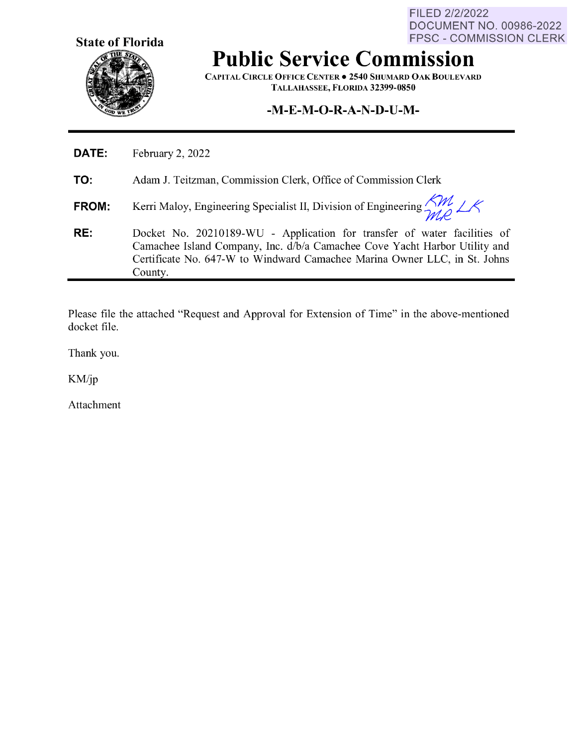FILED 2/2/2022
DOCUMENT NO. 00986-2022
FPSC - COMMISSION CLERK

**State of Florida**

# Public Service Commission

CAPITAL CIRCLE OFFICE CENTER ● 2540 SHUMARD OAK BOULEVARD
TALLAHASSEE, FLORIDA 32399-0850

**-M-E-M-O-R-A-N-D-U-M-**

**DATE:** February 2, 2022

**TO:** Adam J. Teitzman, Commission Clerk, Office of Commission Clerk

**FROM:** Kerri Maloy, Engineering Specialist II, Division of Engineering KM MR LK

**RE:** Docket No. 20210189-WU - Application for transfer of water facilities of Camachee Island Company, Inc. d/b/a Camachee Cove Yacht Harbor Utility and Certificate No. 647-W to Windward Camachee Marina Owner LLC, in St. Johns County.

Please file the attached "Request and Approval for Extension of Time" in the above-mentioned docket file.

Thank you.

KM/jp

Attachment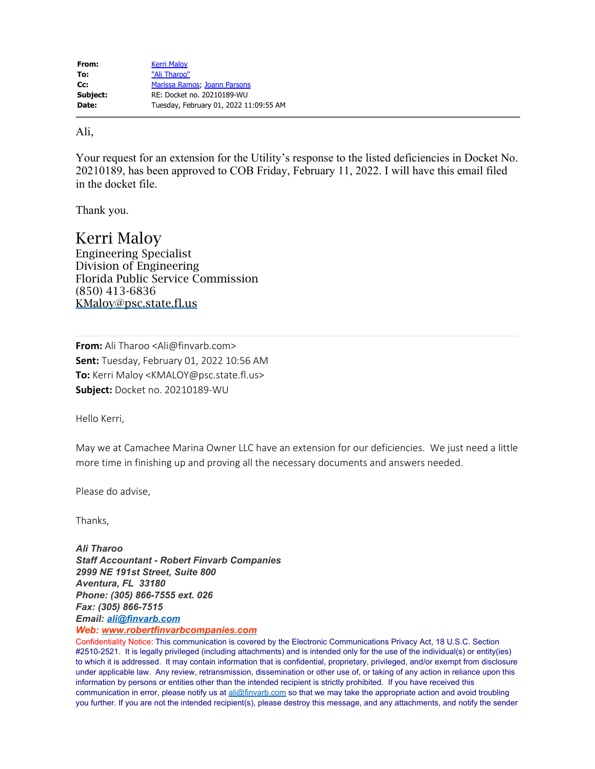| | |
|---|---|
| **From:** | Kerri Maloy |
| **To:** | "Ali Tharoo" |
| **Cc:** | Marissa Ramos; Joann Parsons |
| **Subject:** | RE: Docket no. 20210189-WU |
| **Date:** | Tuesday, February 01, 2022 11:09:55 AM |

---

Ali,

Your request for an extension for the Utility's response to the listed deficiencies in Docket No. 20210189, has been approved to COB Friday, February 11, 2022. I will have this email filed in the docket file.

Thank you.

Kerri Maloy
Engineering Specialist
Division of Engineering
Florida Public Service Commission
(850) 413-6836
KMaloy@psc.state.fl.us

---

**From:** Ali Tharoo <Ali@finvarb.com>
**Sent:** Tuesday, February 01, 2022 10:56 AM
**To:** Kerri Maloy <KMALOY@psc.state.fl.us>
**Subject:** Docket no. 20210189-WU

Hello Kerri,

May we at Camachee Marina Owner LLC have an extension for our deficiencies. We just need a little more time in finishing up and proving all the necessary documents and answers needed.

Please do advise,

Thanks,

***Ali Tharoo***
***Staff Accountant - Robert Finvarb Companies***
***2999 NE 191st Street, Suite 800***
***Aventura, FL 33180***
***Phone: (305) 866-7555 ext. 026***
***Fax: (305) 866-7515***
***Email: ali@finvarb.com***
***Web: www.robertfinvarbcompanies.com***

Confidentiality Notice: This communication is covered by the Electronic Communications Privacy Act, 18 U.S.C. Section #2510-2521. It is legally privileged (including attachments) and is intended only for the use of the individual(s) or entity(ies) to which it is addressed. It may contain information that is confidential, proprietary, privileged, and/or exempt from disclosure under applicable law. Any review, retransmission, dissemination or other use of, or taking of any action in reliance upon this information by persons or entities other than the intended recipient is strictly prohibited. If you have received this communication in error, please notify us at ali@finvarb.com so that we may take the appropriate action and avoid troubling you further. If you are not the intended recipient(s), please destroy this message, and any attachments, and notify the sender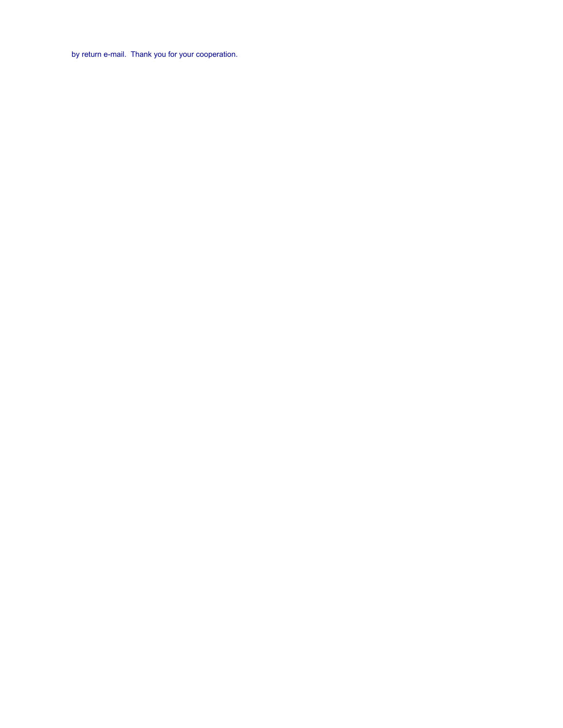by return e-mail.  Thank you for your cooperation.